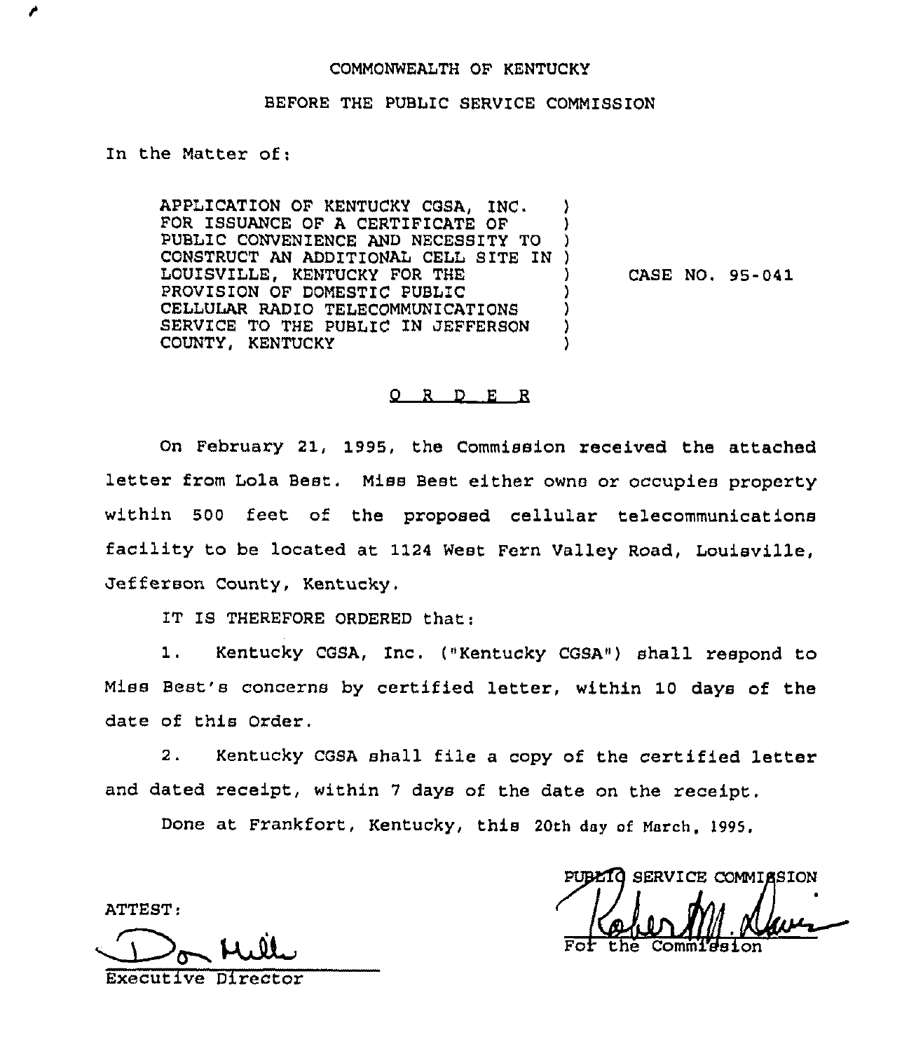COMMONWEALTH OF KENTUCKY

BEFORE THE PUBLIC SERVICE COMMISSION

In the Matter of:

APPLICATION OF KENTUCKY CGSA, INC. FOR ISSUANCE OF A CERTIFICATE OF PUBLIC CONVENIENCE AND NECESSITY TO CONSTRUCT AN ADDITIONAL CELL SITE IN LOUISVILLE, KENTUCKY FOR THE PROVISION OF DOMESTIC PUBLIC CELLULAR RADIO TELECOMMUNICATIONS SERVICE TO THE PUBLIC IN JEFFERSON COUNTY, KENTUCKY

CASE NO. 95-041

O R D E R

On February 21, 1995, the Commission received the attached letter from Lola Best. Miss Best either owns or occupies property within 500 feet of the proposed cellular telecommunications facility to be located at 1124 West Fern Valley Road, Louisville, Jefferson County, Kentucky.

IT IS THEREFORE ORDERED that:

1. Kentucky CGSA, Inc. ("Kentucky CGSA") shall respond to Miss Best's concerns by certified letter, within 10 days of the date of this Order.

2. Kentucky CGSA shall file a copy of the certified letter and dated receipt, within 7 days of the date on the receipt.

Done at Frankfort, Kentucky, this 20th day of March, 1995.

PUBLIC SERVICE COMMISSION

For the Commission

ATTEST:

Executive Director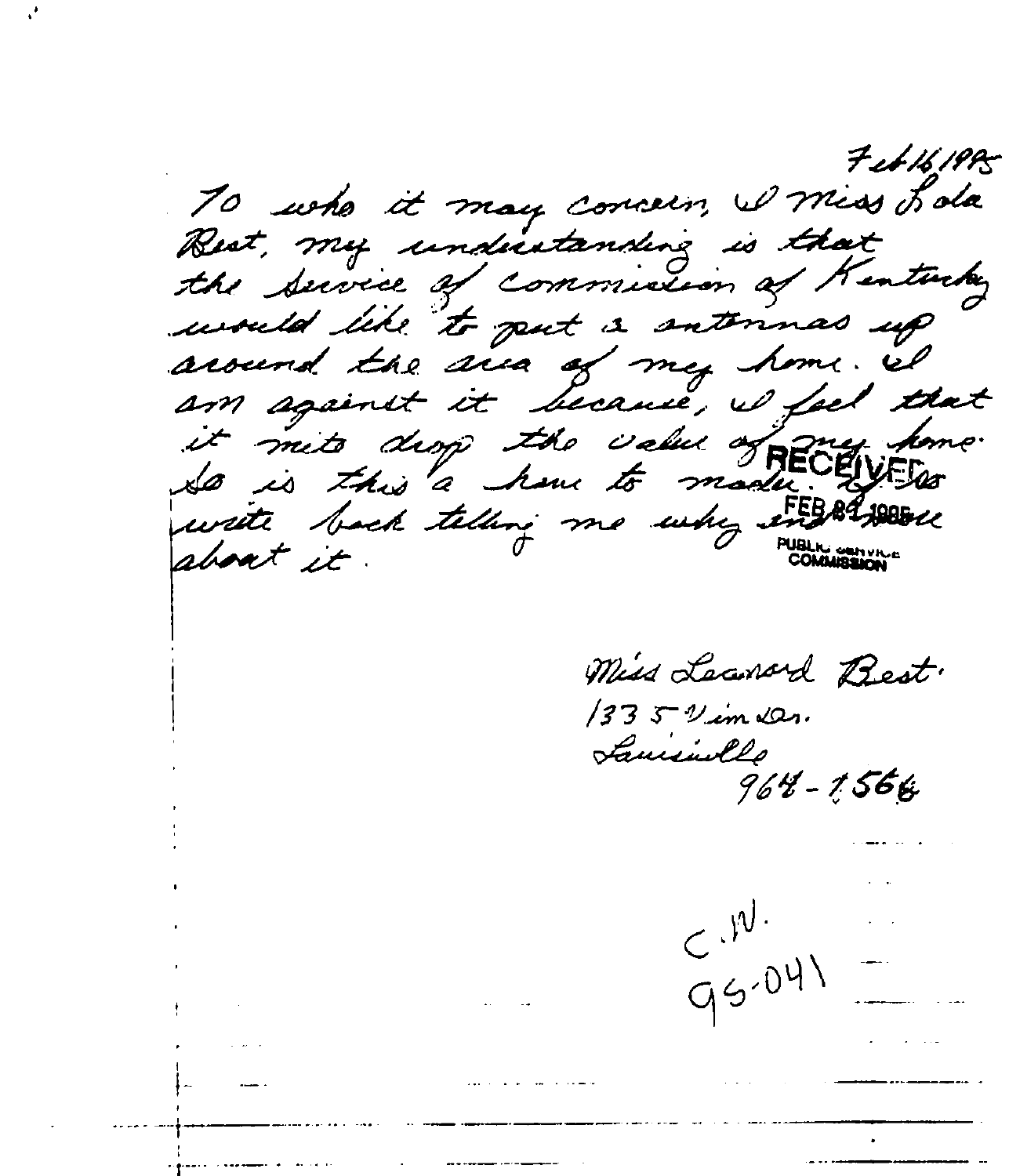Feb 16, 1995

To who it may concern, I Miss Lola Best, my understanding is that the Service of commission of Kentucky would like to put 2 antennas up around the area of my home. I am against it because, I feel that it mite drop the value of my home. So is this a home to make. If so write back telling me why and more about it.

RECEIVED
FEB 2? 1995
PUBLIC SERVICE COMMISSION

Miss Leonard Best.
1335 Vim Dr.
Louisville
964-1566

C.N.
95-041